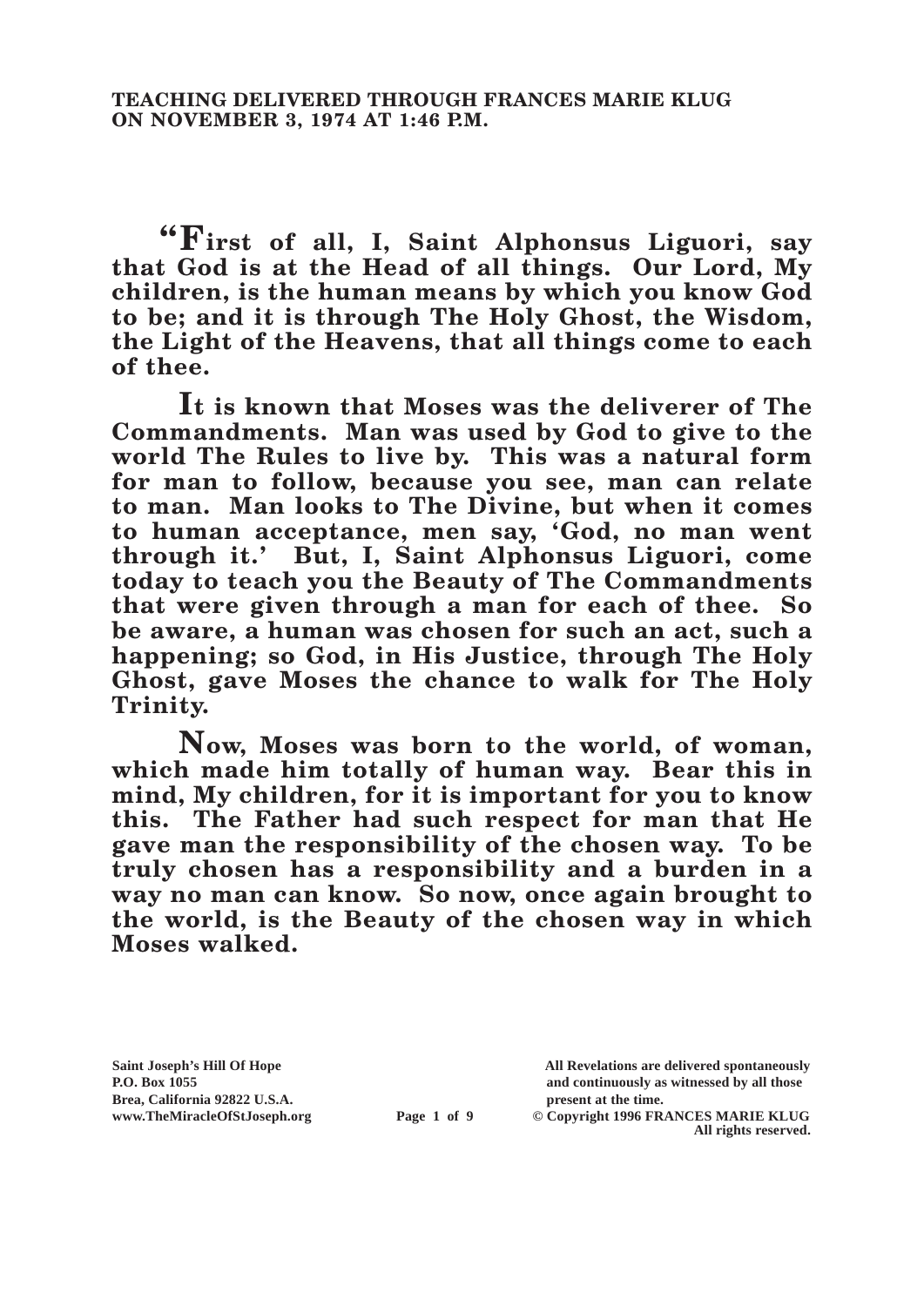**TEACHING DELIVERED THROUGH FRANCES MARIE KLUG ON NOVEMBER 3, 1974 AT 1:46 P.M.**

**"First of all, I, Saint Alphonsus Liguori, say that God is at the Head of all things. Our Lord, My children, is the human means by which you know God to be; and it is through The Holy Ghost, the Wisdom, the Light of the Heavens, that all things come to each of thee.**

**It is known that Moses was the deliverer of The Commandments. Man was used by God to give to the world The Rules to live by. This was a natural form for man to follow, because you see, man can relate to man. Man looks to The Divine, but when it comes to human acceptance, men say, 'God, no man went through it.' But, I, Saint Alphonsus Liguori, come today to teach you the Beauty of The Commandments that were given through a man for each of thee. So be aware, a human was chosen for such an act, such a happening; so God, in His Justice, through The Holy Ghost, gave Moses the chance to walk for The Holy Trinity.**

**Now, Moses was born to the world, of woman, which made him totally of human way. Bear this in mind, My children, for it is important for you to know this. The Father had such respect for man that He gave man the responsibility of the chosen way. To be truly chosen has a responsibility and a burden in a way no man can know. So now, once again brought to the world, is the Beauty of the chosen way in which Moses walked.**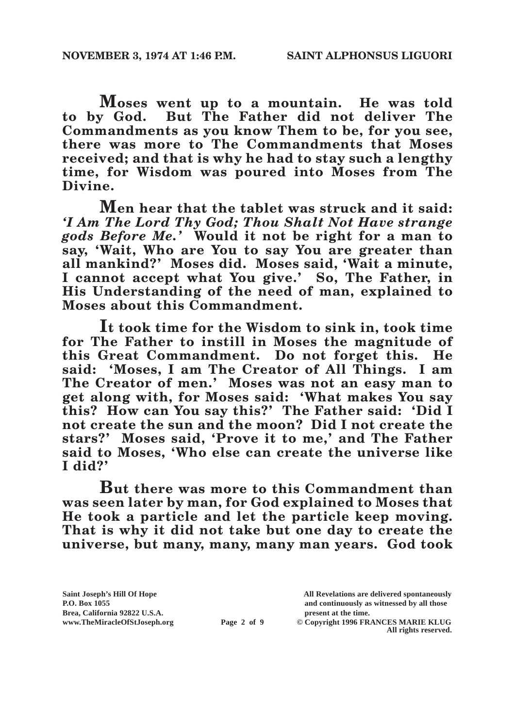**Moses went up to a mountain. He was told to by God. But The Father did not deliver The Commandments as you know Them to be, for you see, there was more to The Commandments that Moses received; and that is why he had to stay such a lengthy time, for Wisdom was poured into Moses from The Divine.**

**Men hear that the tablet was struck and it said: *'I Am The Lord Thy God; Thou Shalt Not Have strange gods Before Me.'* Would it not be right for a man to say, 'Wait, Who are You to say You are greater than all mankind?' Moses did. Moses said, 'Wait a minute, I cannot accept what You give.' So, The Father, in His Understanding of the need of man, explained to Moses about this Commandment.**

**It took time for the Wisdom to sink in, took time for The Father to instill in Moses the magnitude of this Great Commandment. Do not forget this. He said: 'Moses, I am The Creator of All Things. I am The Creator of men.' Moses was not an easy man to get along with, for Moses said: 'What makes You say this? How can You say this?' The Father said: 'Did I not create the sun and the moon? Did I not create the stars?' Moses said, 'Prove it to me,' and The Father said to Moses, 'Who else can create the universe like I did?'**

**But there was more to this Commandment than was seen later by man, for God explained to Moses that He took a particle and let the particle keep moving. That is why it did not take but one day to create the universe, but many, many, many man years. God took**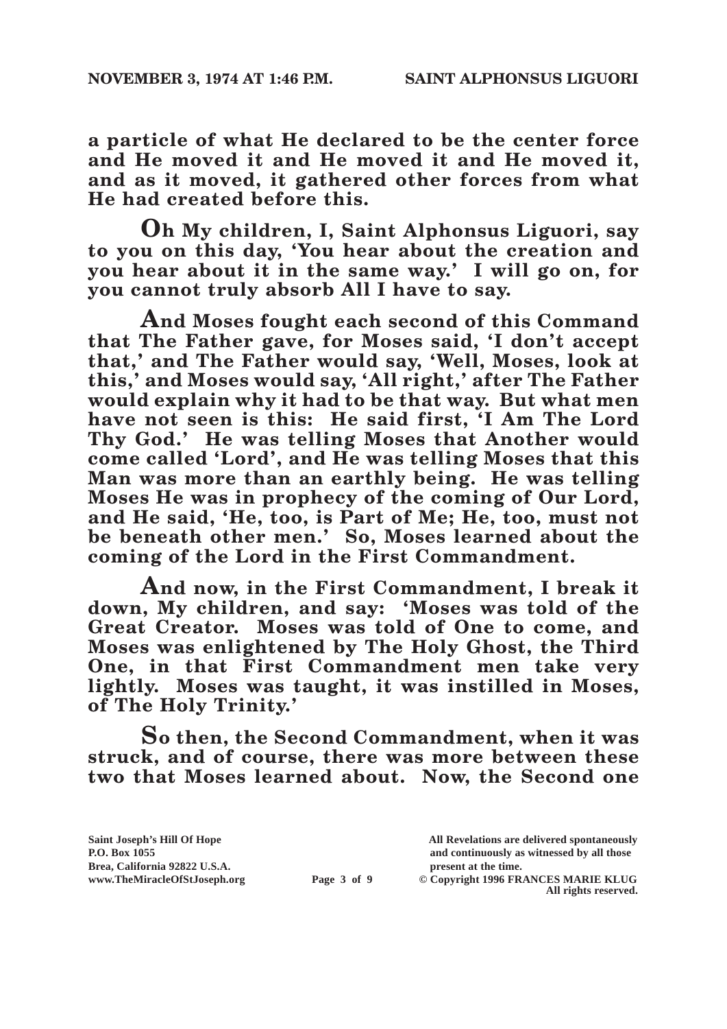**a particle of what He declared to be the center force and He moved it and He moved it and He moved it, and as it moved, it gathered other forces from what He had created before this.**

**Oh My children, I, Saint Alphonsus Liguori, say to you on this day, 'You hear about the creation and you hear about it in the same way.' I will go on, for you cannot truly absorb All I have to say.**

**And Moses fought each second of this Command that The Father gave, for Moses said, 'I don't accept that,' and The Father would say, 'Well, Moses, look at this,' and Moses would say, 'All right,' after The Father would explain why it had to be that way. But what men have not seen is this: He said first, 'I Am The Lord Thy God.' He was telling Moses that Another would come called 'Lord', and He was telling Moses that this Man was more than an earthly being. He was telling Moses He was in prophecy of the coming of Our Lord, and He said, 'He, too, is Part of Me; He, too, must not be beneath other men.' So, Moses learned about the coming of the Lord in the First Commandment.**

**And now, in the First Commandment, I break it down, My children, and say: 'Moses was told of the Great Creator. Moses was told of One to come, and Moses was enlightened by The Holy Ghost, the Third One, in that First Commandment men take very lightly. Moses was taught, it was instilled in Moses, of The Holy Trinity.'**

**So then, the Second Commandment, when it was struck, and of course, there was more between these two that Moses learned about. Now, the Second one**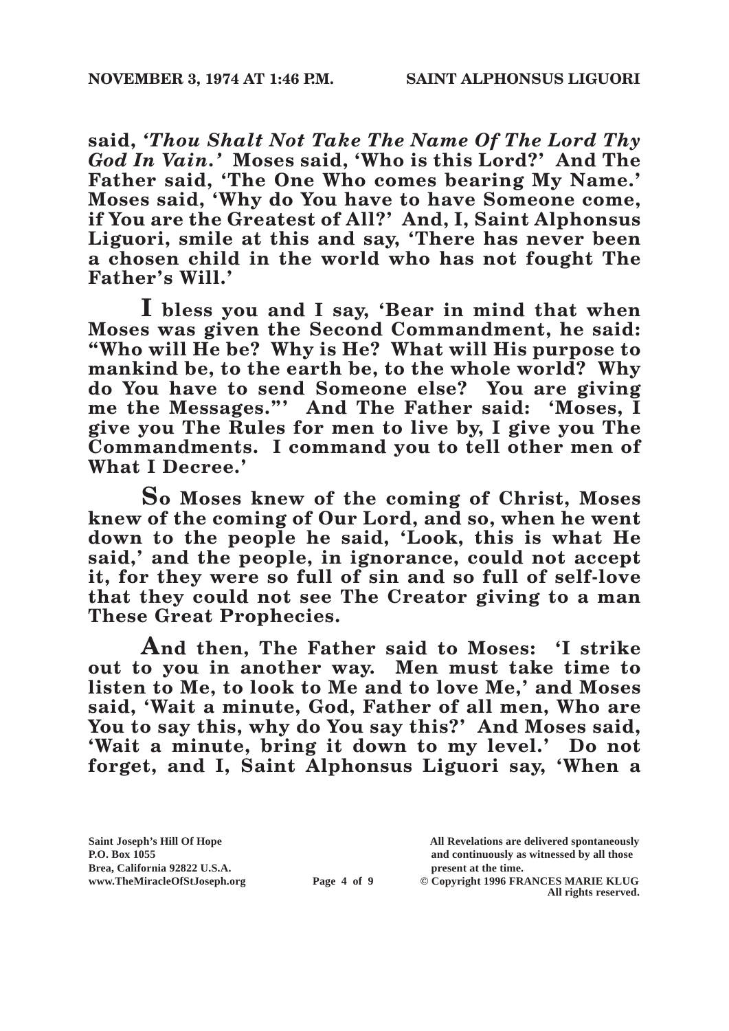**said, *'Thou Shalt Not Take The Name Of The Lord Thy God In Vain.'* Moses said, 'Who is this Lord?' And The Father said, 'The One Who comes bearing My Name.' Moses said, 'Why do You have to have Someone come, if You are the Greatest of All?' And, I, Saint Alphonsus Liguori, smile at this and say, 'There has never been a chosen child in the world who has not fought The Father's Will.'**

**I bless you and I say, 'Bear in mind that when Moses was given the Second Commandment, he said: "Who will He be? Why is He? What will His purpose to mankind be, to the earth be, to the whole world? Why do You have to send Someone else? You are giving me the Messages."' And The Father said: 'Moses, I give you The Rules for men to live by, I give you The Commandments. I command you to tell other men of What I Decree.'**

**So Moses knew of the coming of Christ, Moses knew of the coming of Our Lord, and so, when he went down to the people he said, 'Look, this is what He said,' and the people, in ignorance, could not accept it, for they were so full of sin and so full of self-love that they could not see The Creator giving to a man These Great Prophecies.**

**And then, The Father said to Moses: 'I strike out to you in another way. Men must take time to listen to Me, to look to Me and to love Me,' and Moses said, 'Wait a minute, God, Father of all men, Who are You to say this, why do You say this?' And Moses said, 'Wait a minute, bring it down to my level.' Do not forget, and I, Saint Alphonsus Liguori say, 'When a**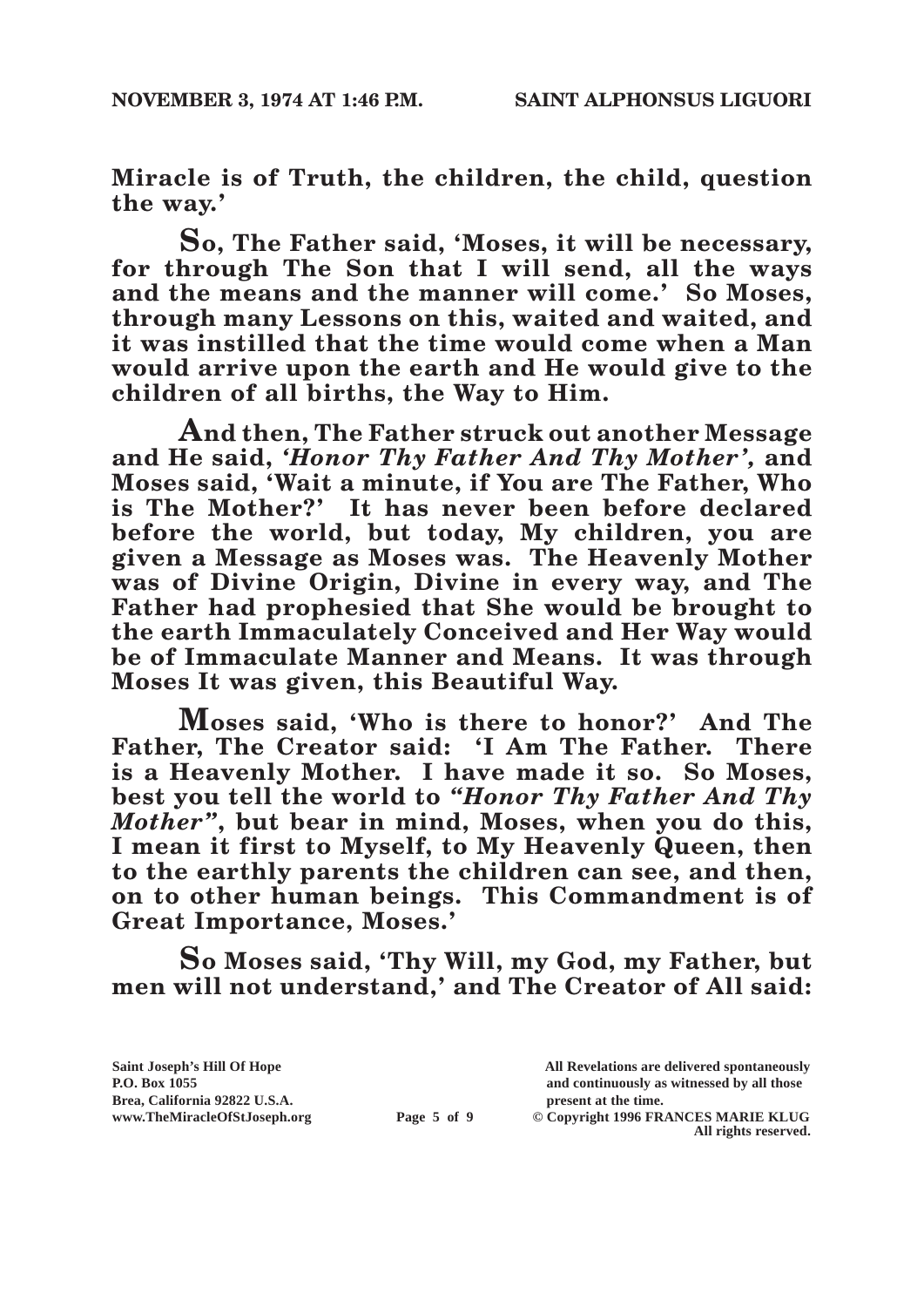**Miracle is of Truth, the children, the child, question the way.'**

**So, The Father said, 'Moses, it will be necessary, for through The Son that I will send, all the ways and the means and the manner will come.' So Moses, through many Lessons on this, waited and waited, and it was instilled that the time would come when a Man would arrive upon the earth and He would give to the children of all births, the Way to Him.**

**And then, The Father struck out another Message and He said, *'Honor Thy Father And Thy Mother',* and Moses said, 'Wait a minute, if You are The Father, Who is The Mother?' It has never been before declared before the world, but today, My children, you are given a Message as Moses was. The Heavenly Mother was of Divine Origin, Divine in every way, and The Father had prophesied that She would be brought to the earth Immaculately Conceived and Her Way would be of Immaculate Manner and Means. It was through Moses It was given, this Beautiful Way.**

**Moses said, 'Who is there to honor?' And The Father, The Creator said: 'I Am The Father. There is a Heavenly Mother. I have made it so. So Moses, best you tell the world to *"Honor Thy Father And Thy Mother"*, but bear in mind, Moses, when you do this, I mean it first to Myself, to My Heavenly Queen, then to the earthly parents the children can see, and then, on to other human beings. This Commandment is of Great Importance, Moses.'**

**So Moses said, 'Thy Will, my God, my Father, but men will not understand,' and The Creator of All said:**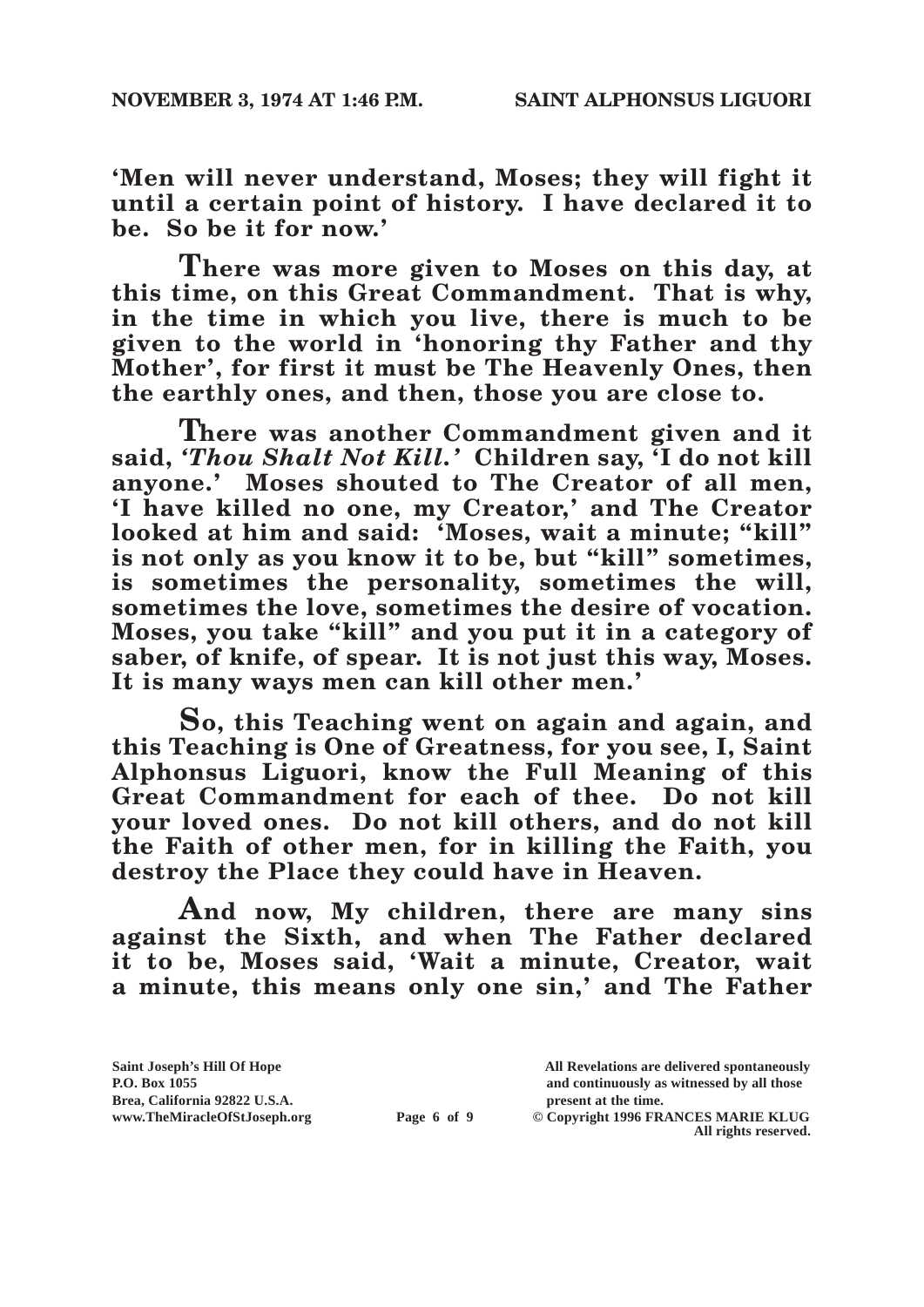**'Men will never understand, Moses; they will fight it until a certain point of history. I have declared it to be. So be it for now.'**

**There was more given to Moses on this day, at this time, on this Great Commandment. That is why, in the time in which you live, there is much to be given to the world in 'honoring thy Father and thy Mother', for first it must be The Heavenly Ones, then the earthly ones, and then, those you are close to.**

**There was another Commandment given and it said, *'Thou Shalt Not Kill.'* Children say, 'I do not kill anyone.' Moses shouted to The Creator of all men, 'I have killed no one, my Creator,' and The Creator looked at him and said: 'Moses, wait a minute; "kill" is not only as you know it to be, but "kill" sometimes, is sometimes the personality, sometimes the will, sometimes the love, sometimes the desire of vocation. Moses, you take "kill" and you put it in a category of saber, of knife, of spear. It is not just this way, Moses. It is many ways men can kill other men.'**

**So, this Teaching went on again and again, and this Teaching is One of Greatness, for you see, I, Saint Alphonsus Liguori, know the Full Meaning of this Great Commandment for each of thee. Do not kill your loved ones. Do not kill others, and do not kill the Faith of other men, for in killing the Faith, you destroy the Place they could have in Heaven.**

**And now, My children, there are many sins against the Sixth, and when The Father declared it to be, Moses said, 'Wait a minute, Creator, wait a minute, this means only one sin,' and The Father**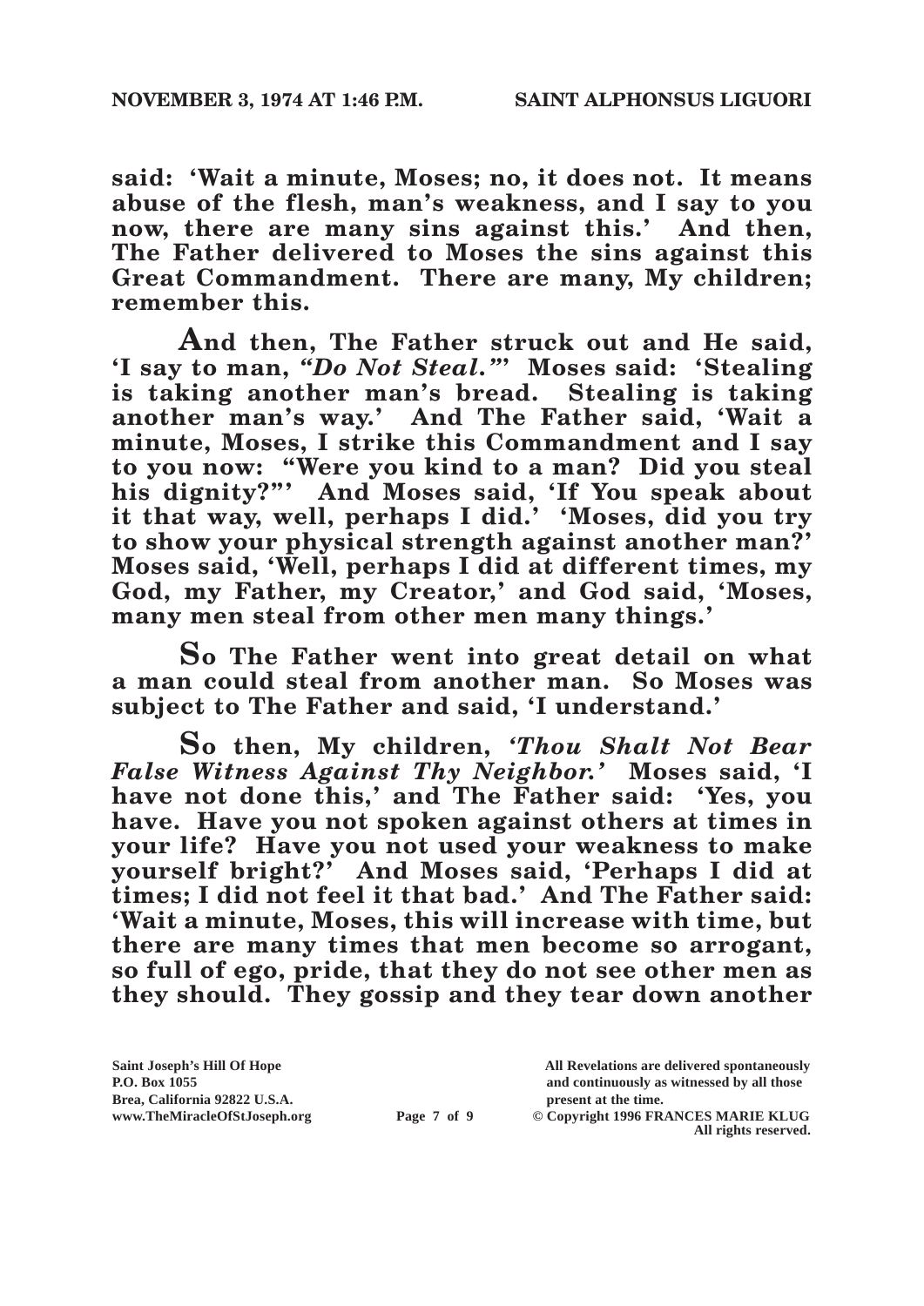**said: 'Wait a minute, Moses; no, it does not. It means abuse of the flesh, man's weakness, and I say to you now, there are many sins against this.' And then, The Father delivered to Moses the sins against this Great Commandment. There are many, My children; remember this.**

**And then, The Father struck out and He said, 'I say to man, *"Do Not Steal."*' Moses said: 'Stealing is taking another man's bread. Stealing is taking another man's way.' And The Father said, 'Wait a minute, Moses, I strike this Commandment and I say to you now: "Were you kind to a man? Did you steal his dignity?"' And Moses said, 'If You speak about it that way, well, perhaps I did.' 'Moses, did you try to show your physical strength against another man?' Moses said, 'Well, perhaps I did at different times, my God, my Father, my Creator,' and God said, 'Moses, many men steal from other men many things.'**

**So The Father went into great detail on what a man could steal from another man. So Moses was subject to The Father and said, 'I understand.'**

**So then, My children, *'Thou Shalt Not Bear False Witness Against Thy Neighbor.'* Moses said, 'I have not done this,' and The Father said: 'Yes, you have. Have you not spoken against others at times in your life? Have you not used your weakness to make yourself bright?' And Moses said, 'Perhaps I did at times; I did not feel it that bad.' And The Father said: 'Wait a minute, Moses, this will increase with time, but there are many times that men become so arrogant, so full of ego, pride, that they do not see other men as they should. They gossip and they tear down another**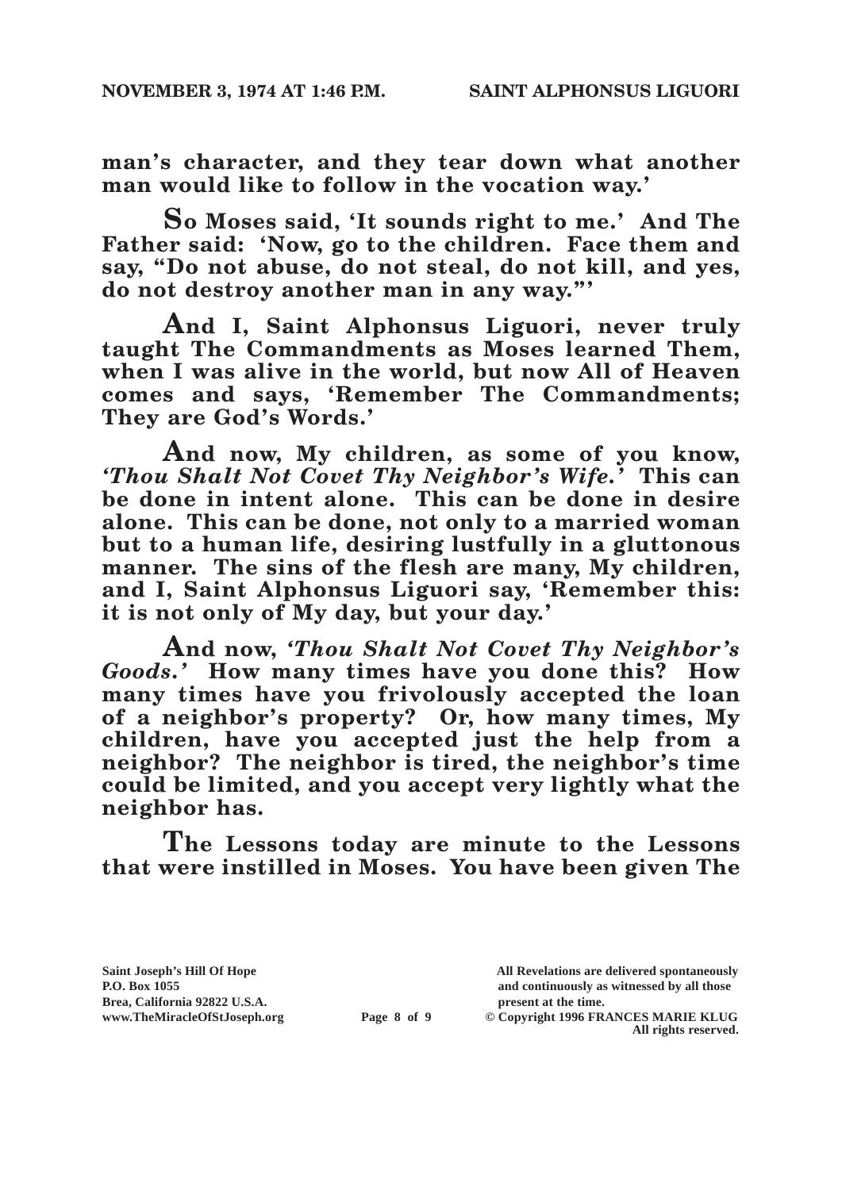**man's character, and they tear down what another man would like to follow in the vocation way.'**

**So Moses said, 'It sounds right to me.' And The Father said: 'Now, go to the children. Face them and say, "Do not abuse, do not steal, do not kill, and yes, do not destroy another man in any way."'**

**And I, Saint Alphonsus Liguori, never truly taught The Commandments as Moses learned Them, when I was alive in the world, but now All of Heaven comes and says, 'Remember The Commandments; They are God's Words.'**

**And now, My children, as some of you know, *'Thou Shalt Not Covet Thy Neighbor's Wife.'* This can be done in intent alone. This can be done in desire alone. This can be done, not only to a married woman but to a human life, desiring lustfully in a gluttonous manner. The sins of the flesh are many, My children, and I, Saint Alphonsus Liguori say, 'Remember this: it is not only of My day, but your day.'**

**And now, *'Thou Shalt Not Covet Thy Neighbor's Goods.'* How many times have you done this? How many times have you frivolously accepted the loan of a neighbor's property? Or, how many times, My children, have you accepted just the help from a neighbor? The neighbor is tired, the neighbor's time could be limited, and you accept very lightly what the neighbor has.**

**The Lessons today are minute to the Lessons that were instilled in Moses. You have been given The**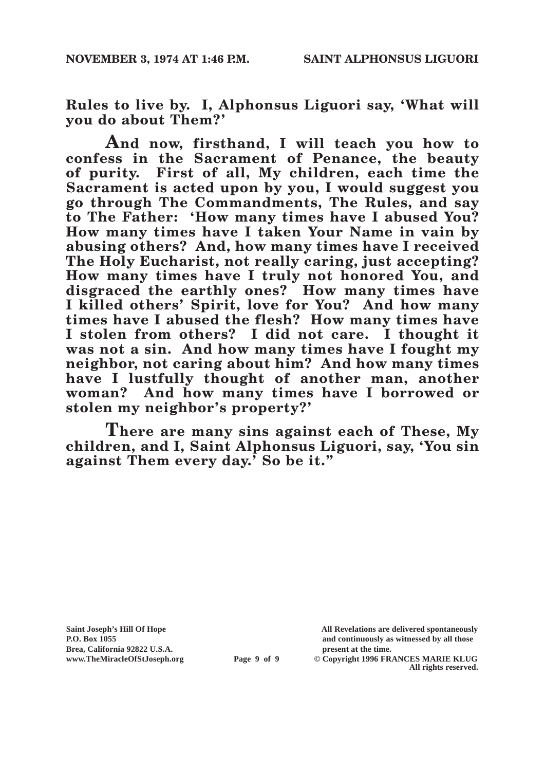**Rules to live by. I, Alphonsus Liguori say, 'What will you do about Them?'**

**And now, firsthand, I will teach you how to confess in the Sacrament of Penance, the beauty of purity. First of all, My children, each time the Sacrament is acted upon by you, I would suggest you go through The Commandments, The Rules, and say to The Father: 'How many times have I abused You? How many times have I taken Your Name in vain by abusing others? And, how many times have I received The Holy Eucharist, not really caring, just accepting? How many times have I truly not honored You, and disgraced the earthly ones? How many times have I killed others' Spirit, love for You? And how many times have I abused the flesh? How many times have I stolen from others? I did not care. I thought it was not a sin. And how many times have I fought my neighbor, not caring about him? And how many times have I lustfully thought of another man, another woman? And how many times have I borrowed or stolen my neighbor's property?'**

**There are many sins against each of These, My children, and I, Saint Alphonsus Liguori, say, 'You sin against Them every day.' So be it."**